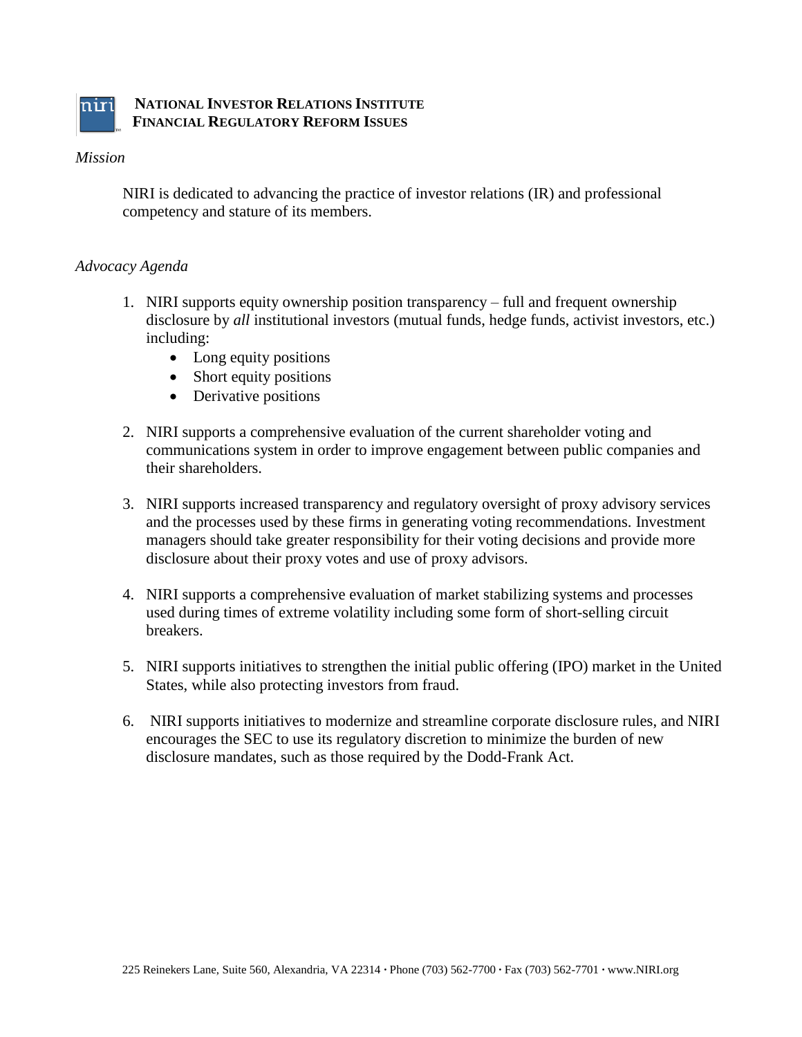# National Investor Relations Institute
## Financial Regulatory Reform Issues

*Mission*

NIRI is dedicated to advancing the practice of investor relations (IR) and professional competency and stature of its members.

*Advocacy Agenda*

1. NIRI supports equity ownership position transparency – full and frequent ownership disclosure by *all* institutional investors (mutual funds, hedge funds, activist investors, etc.) including:
   - Long equity positions
   - Short equity positions
   - Derivative positions

2. NIRI supports a comprehensive evaluation of the current shareholder voting and communications system in order to improve engagement between public companies and their shareholders.

3. NIRI supports increased transparency and regulatory oversight of proxy advisory services and the processes used by these firms in generating voting recommendations. Investment managers should take greater responsibility for their voting decisions and provide more disclosure about their proxy votes and use of proxy advisors.

4. NIRI supports a comprehensive evaluation of market stabilizing systems and processes used during times of extreme volatility including some form of short-selling circuit breakers.

5. NIRI supports initiatives to strengthen the initial public offering (IPO) market in the United States, while also protecting investors from fraud.

6. NIRI supports initiatives to modernize and streamline corporate disclosure rules, and NIRI encourages the SEC to use its regulatory discretion to minimize the burden of new disclosure mandates, such as those required by the Dodd-Frank Act.

225 Reinekers Lane, Suite 560, Alexandria, VA 22314 · Phone (703) 562-7700 · Fax (703) 562-7701 · www.NIRI.org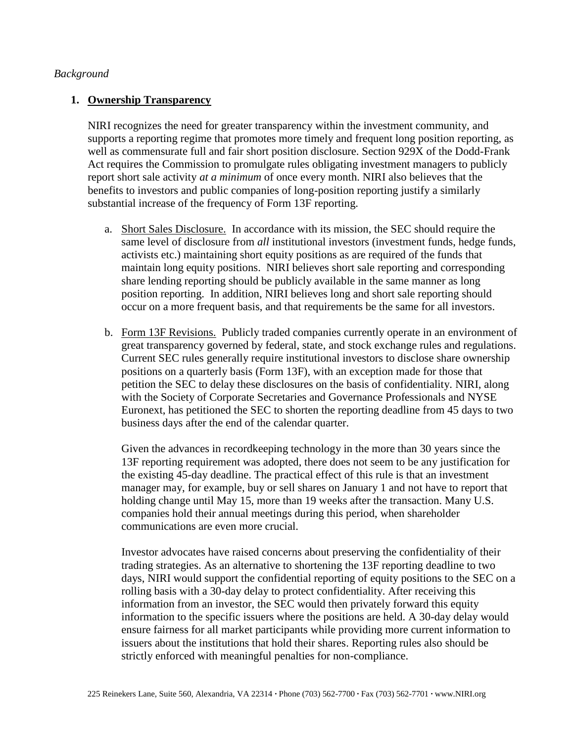*Background*

1. **Ownership Transparency**

   NIRI recognizes the need for greater transparency within the investment community, and supports a reporting regime that promotes more timely and frequent long position reporting, as well as commensurate full and fair short position disclosure. Section 929X of the Dodd-Frank Act requires the Commission to promulgate rules obligating investment managers to publicly report short sale activity *at a minimum* of once every month. NIRI also believes that the benefits to investors and public companies of long-position reporting justify a similarly substantial increase of the frequency of Form 13F reporting.

   a. Short Sales Disclosure. In accordance with its mission, the SEC should require the same level of disclosure from *all* institutional investors (investment funds, hedge funds, activists etc.) maintaining short equity positions as are required of the funds that maintain long equity positions. NIRI believes short sale reporting and corresponding share lending reporting should be publicly available in the same manner as long position reporting. In addition, NIRI believes long and short sale reporting should occur on a more frequent basis, and that requirements be the same for all investors.

   b. Form 13F Revisions. Publicly traded companies currently operate in an environment of great transparency governed by federal, state, and stock exchange rules and regulations. Current SEC rules generally require institutional investors to disclose share ownership positions on a quarterly basis (Form 13F), with an exception made for those that petition the SEC to delay these disclosures on the basis of confidentiality. NIRI, along with the Society of Corporate Secretaries and Governance Professionals and NYSE Euronext, has petitioned the SEC to shorten the reporting deadline from 45 days to two business days after the end of the calendar quarter.

      Given the advances in recordkeeping technology in the more than 30 years since the 13F reporting requirement was adopted, there does not seem to be any justification for the existing 45-day deadline. The practical effect of this rule is that an investment manager may, for example, buy or sell shares on January 1 and not have to report that holding change until May 15, more than 19 weeks after the transaction. Many U.S. companies hold their annual meetings during this period, when shareholder communications are even more crucial.

      Investor advocates have raised concerns about preserving the confidentiality of their trading strategies. As an alternative to shortening the 13F reporting deadline to two days, NIRI would support the confidential reporting of equity positions to the SEC on a rolling basis with a 30-day delay to protect confidentiality. After receiving this information from an investor, the SEC would then privately forward this equity information to the specific issuers where the positions are held. A 30-day delay would ensure fairness for all market participants while providing more current information to issuers about the institutions that hold their shares. Reporting rules also should be strictly enforced with meaningful penalties for non-compliance.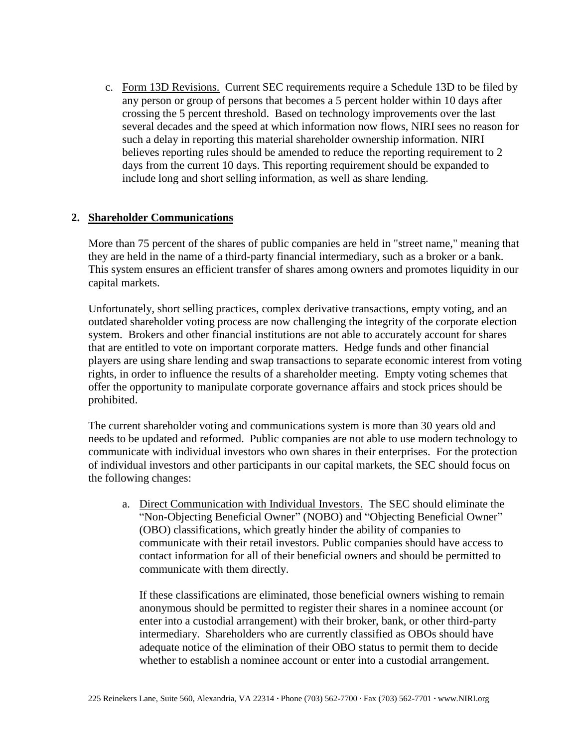c. Form 13D Revisions. Current SEC requirements require a Schedule 13D to be filed by any person or group of persons that becomes a 5 percent holder within 10 days after crossing the 5 percent threshold. Based on technology improvements over the last several decades and the speed at which information now flows, NIRI sees no reason for such a delay in reporting this material shareholder ownership information. NIRI believes reporting rules should be amended to reduce the reporting requirement to 2 days from the current 10 days. This reporting requirement should be expanded to include long and short selling information, as well as share lending.

## 2. Shareholder Communications

More than 75 percent of the shares of public companies are held in "street name," meaning that they are held in the name of a third-party financial intermediary, such as a broker or a bank. This system ensures an efficient transfer of shares among owners and promotes liquidity in our capital markets.

Unfortunately, short selling practices, complex derivative transactions, empty voting, and an outdated shareholder voting process are now challenging the integrity of the corporate election system. Brokers and other financial institutions are not able to accurately account for shares that are entitled to vote on important corporate matters. Hedge funds and other financial players are using share lending and swap transactions to separate economic interest from voting rights, in order to influence the results of a shareholder meeting. Empty voting schemes that offer the opportunity to manipulate corporate governance affairs and stock prices should be prohibited.

The current shareholder voting and communications system is more than 30 years old and needs to be updated and reformed. Public companies are not able to use modern technology to communicate with individual investors who own shares in their enterprises. For the protection of individual investors and other participants in our capital markets, the SEC should focus on the following changes:

a. Direct Communication with Individual Investors. The SEC should eliminate the "Non-Objecting Beneficial Owner" (NOBO) and "Objecting Beneficial Owner" (OBO) classifications, which greatly hinder the ability of companies to communicate with their retail investors. Public companies should have access to contact information for all of their beneficial owners and should be permitted to communicate with them directly.

   If these classifications are eliminated, those beneficial owners wishing to remain anonymous should be permitted to register their shares in a nominee account (or enter into a custodial arrangement) with their broker, bank, or other third-party intermediary. Shareholders who are currently classified as OBOs should have adequate notice of the elimination of their OBO status to permit them to decide whether to establish a nominee account or enter into a custodial arrangement.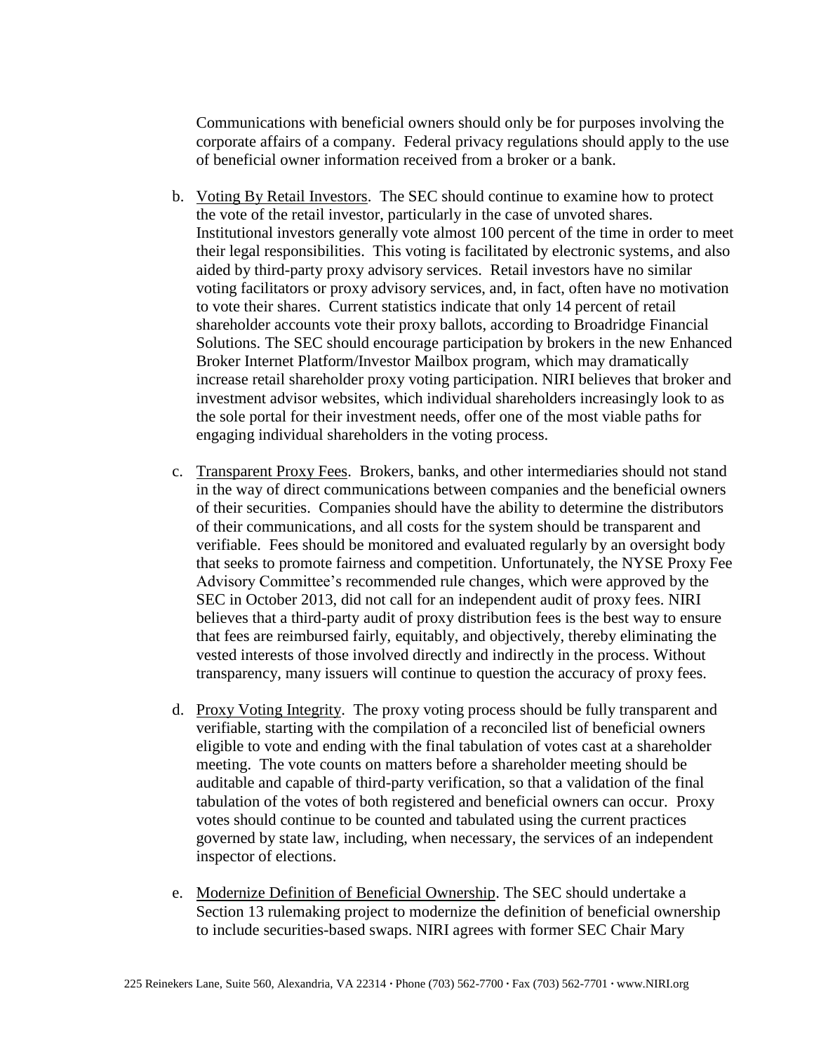Communications with beneficial owners should only be for purposes involving the corporate affairs of a company. Federal privacy regulations should apply to the use of beneficial owner information received from a broker or a bank.

b. Voting By Retail Investors. The SEC should continue to examine how to protect the vote of the retail investor, particularly in the case of unvoted shares. Institutional investors generally vote almost 100 percent of the time in order to meet their legal responsibilities. This voting is facilitated by electronic systems, and also aided by third-party proxy advisory services. Retail investors have no similar voting facilitators or proxy advisory services, and, in fact, often have no motivation to vote their shares. Current statistics indicate that only 14 percent of retail shareholder accounts vote their proxy ballots, according to Broadridge Financial Solutions. The SEC should encourage participation by brokers in the new Enhanced Broker Internet Platform/Investor Mailbox program, which may dramatically increase retail shareholder proxy voting participation. NIRI believes that broker and investment advisor websites, which individual shareholders increasingly look to as the sole portal for their investment needs, offer one of the most viable paths for engaging individual shareholders in the voting process.

c. Transparent Proxy Fees. Brokers, banks, and other intermediaries should not stand in the way of direct communications between companies and the beneficial owners of their securities. Companies should have the ability to determine the distributors of their communications, and all costs for the system should be transparent and verifiable. Fees should be monitored and evaluated regularly by an oversight body that seeks to promote fairness and competition. Unfortunately, the NYSE Proxy Fee Advisory Committee's recommended rule changes, which were approved by the SEC in October 2013, did not call for an independent audit of proxy fees. NIRI believes that a third-party audit of proxy distribution fees is the best way to ensure that fees are reimbursed fairly, equitably, and objectively, thereby eliminating the vested interests of those involved directly and indirectly in the process. Without transparency, many issuers will continue to question the accuracy of proxy fees.

d. Proxy Voting Integrity. The proxy voting process should be fully transparent and verifiable, starting with the compilation of a reconciled list of beneficial owners eligible to vote and ending with the final tabulation of votes cast at a shareholder meeting. The vote counts on matters before a shareholder meeting should be auditable and capable of third-party verification, so that a validation of the final tabulation of the votes of both registered and beneficial owners can occur. Proxy votes should continue to be counted and tabulated using the current practices governed by state law, including, when necessary, the services of an independent inspector of elections.

e. Modernize Definition of Beneficial Ownership. The SEC should undertake a Section 13 rulemaking project to modernize the definition of beneficial ownership to include securities-based swaps. NIRI agrees with former SEC Chair Mary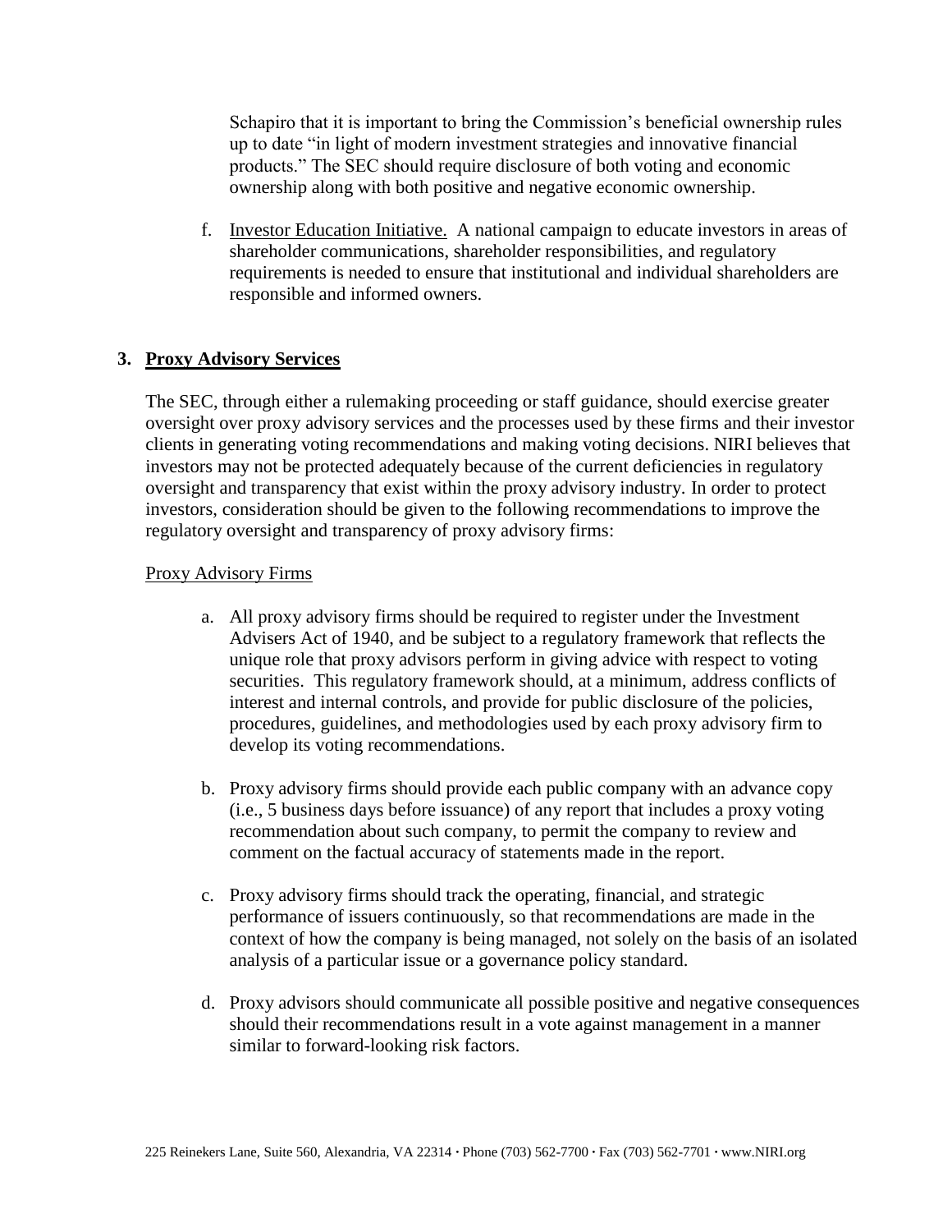Schapiro that it is important to bring the Commission's beneficial ownership rules up to date "in light of modern investment strategies and innovative financial products." The SEC should require disclosure of both voting and economic ownership along with both positive and negative economic ownership.

f. Investor Education Initiative. A national campaign to educate investors in areas of shareholder communications, shareholder responsibilities, and regulatory requirements is needed to ensure that institutional and individual shareholders are responsible and informed owners.

## 3. Proxy Advisory Services

The SEC, through either a rulemaking proceeding or staff guidance, should exercise greater oversight over proxy advisory services and the processes used by these firms and their investor clients in generating voting recommendations and making voting decisions. NIRI believes that investors may not be protected adequately because of the current deficiencies in regulatory oversight and transparency that exist within the proxy advisory industry. In order to protect investors, consideration should be given to the following recommendations to improve the regulatory oversight and transparency of proxy advisory firms:

### Proxy Advisory Firms

a. All proxy advisory firms should be required to register under the Investment Advisers Act of 1940, and be subject to a regulatory framework that reflects the unique role that proxy advisors perform in giving advice with respect to voting securities. This regulatory framework should, at a minimum, address conflicts of interest and internal controls, and provide for public disclosure of the policies, procedures, guidelines, and methodologies used by each proxy advisory firm to develop its voting recommendations.

b. Proxy advisory firms should provide each public company with an advance copy (i.e., 5 business days before issuance) of any report that includes a proxy voting recommendation about such company, to permit the company to review and comment on the factual accuracy of statements made in the report.

c. Proxy advisory firms should track the operating, financial, and strategic performance of issuers continuously, so that recommendations are made in the context of how the company is being managed, not solely on the basis of an isolated analysis of a particular issue or a governance policy standard.

d. Proxy advisors should communicate all possible positive and negative consequences should their recommendations result in a vote against management in a manner similar to forward-looking risk factors.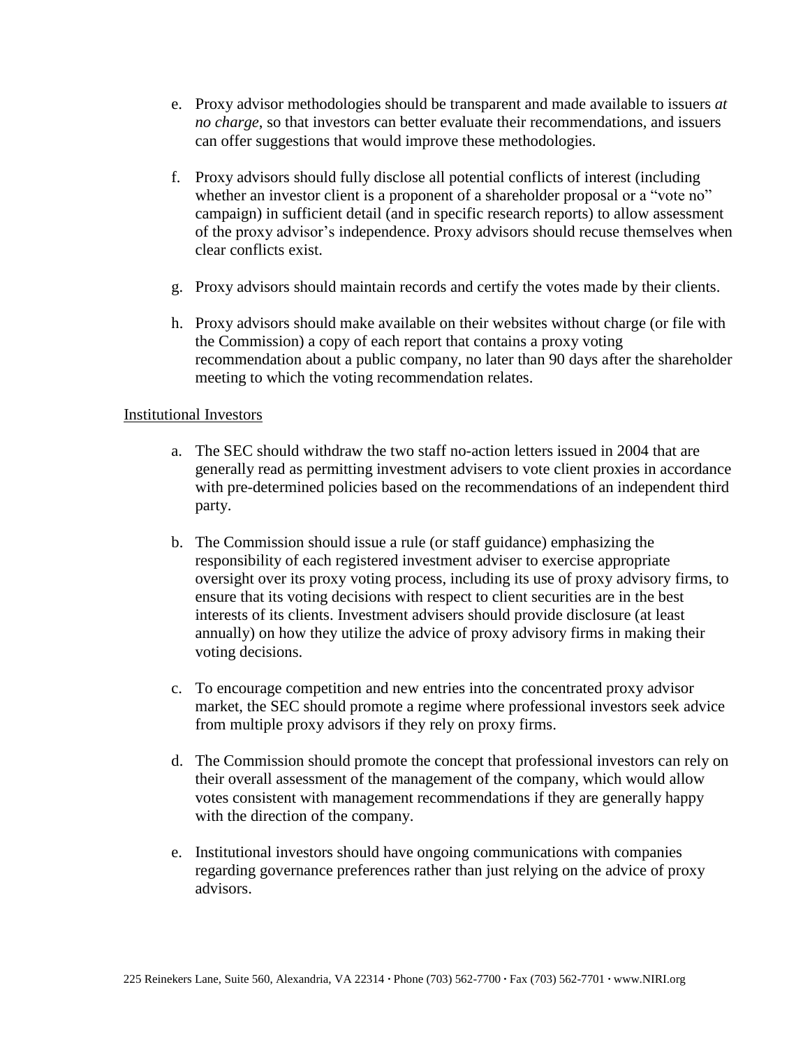e. Proxy advisor methodologies should be transparent and made available to issuers *at no charge*, so that investors can better evaluate their recommendations, and issuers can offer suggestions that would improve these methodologies.

f. Proxy advisors should fully disclose all potential conflicts of interest (including whether an investor client is a proponent of a shareholder proposal or a "vote no" campaign) in sufficient detail (and in specific research reports) to allow assessment of the proxy advisor's independence. Proxy advisors should recuse themselves when clear conflicts exist.

g. Proxy advisors should maintain records and certify the votes made by their clients.

h. Proxy advisors should make available on their websites without charge (or file with the Commission) a copy of each report that contains a proxy voting recommendation about a public company, no later than 90 days after the shareholder meeting to which the voting recommendation relates.

<u>Institutional Investors</u>

a. The SEC should withdraw the two staff no-action letters issued in 2004 that are generally read as permitting investment advisers to vote client proxies in accordance with pre-determined policies based on the recommendations of an independent third party.

b. The Commission should issue a rule (or staff guidance) emphasizing the responsibility of each registered investment adviser to exercise appropriate oversight over its proxy voting process, including its use of proxy advisory firms, to ensure that its voting decisions with respect to client securities are in the best interests of its clients. Investment advisers should provide disclosure (at least annually) on how they utilize the advice of proxy advisory firms in making their voting decisions.

c. To encourage competition and new entries into the concentrated proxy advisor market, the SEC should promote a regime where professional investors seek advice from multiple proxy advisors if they rely on proxy firms.

d. The Commission should promote the concept that professional investors can rely on their overall assessment of the management of the company, which would allow votes consistent with management recommendations if they are generally happy with the direction of the company.

e. Institutional investors should have ongoing communications with companies regarding governance preferences rather than just relying on the advice of proxy advisors.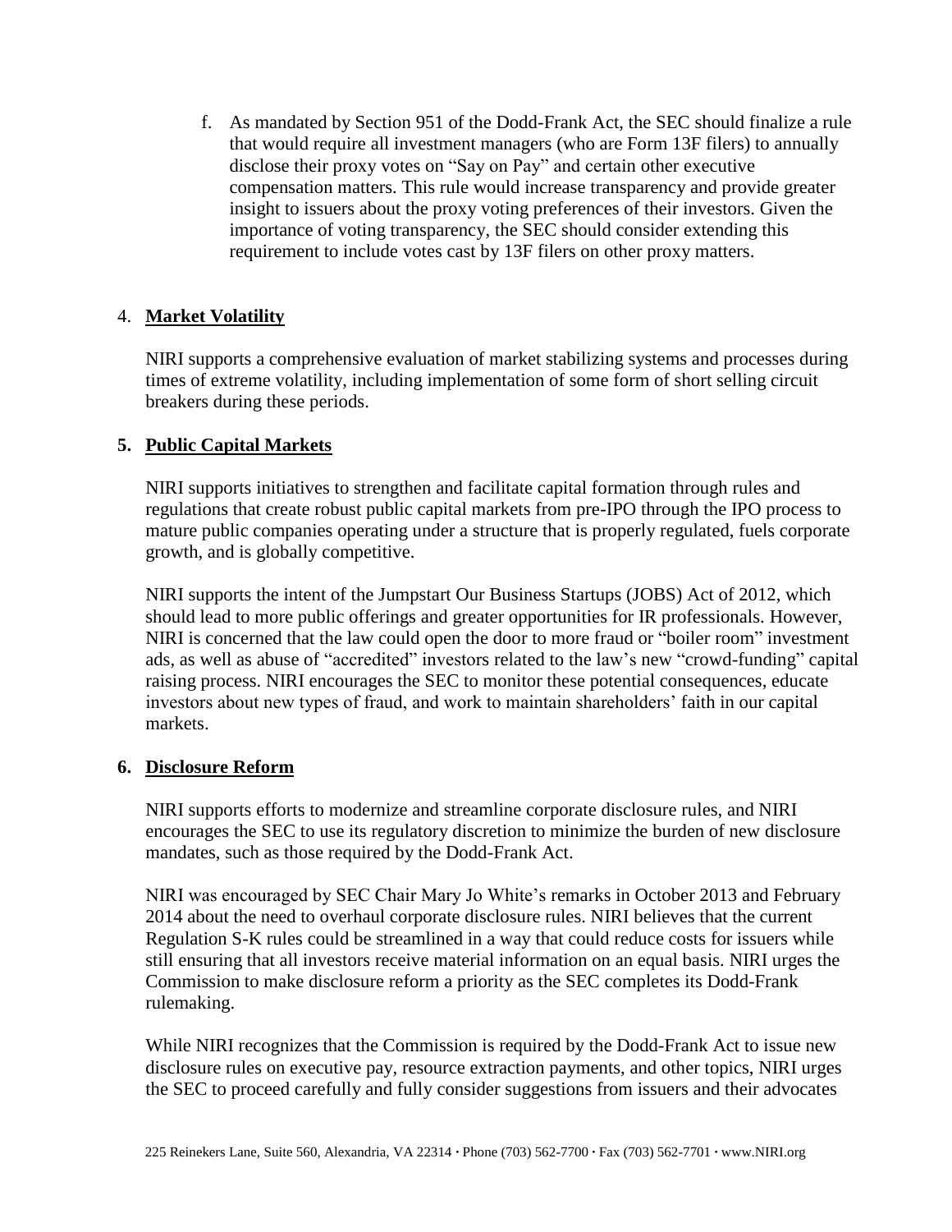f. As mandated by Section 951 of the Dodd-Frank Act, the SEC should finalize a rule that would require all investment managers (who are Form 13F filers) to annually disclose their proxy votes on "Say on Pay" and certain other executive compensation matters. This rule would increase transparency and provide greater insight to issuers about the proxy voting preferences of their investors. Given the importance of voting transparency, the SEC should consider extending this requirement to include votes cast by 13F filers on other proxy matters.

4. **Market Volatility**

NIRI supports a comprehensive evaluation of market stabilizing systems and processes during times of extreme volatility, including implementation of some form of short selling circuit breakers during these periods.

**5. Public Capital Markets**

NIRI supports initiatives to strengthen and facilitate capital formation through rules and regulations that create robust public capital markets from pre-IPO through the IPO process to mature public companies operating under a structure that is properly regulated, fuels corporate growth, and is globally competitive.

NIRI supports the intent of the Jumpstart Our Business Startups (JOBS) Act of 2012, which should lead to more public offerings and greater opportunities for IR professionals. However, NIRI is concerned that the law could open the door to more fraud or "boiler room" investment ads, as well as abuse of "accredited" investors related to the law's new "crowd-funding" capital raising process. NIRI encourages the SEC to monitor these potential consequences, educate investors about new types of fraud, and work to maintain shareholders' faith in our capital markets.

**6. Disclosure Reform**

NIRI supports efforts to modernize and streamline corporate disclosure rules, and NIRI encourages the SEC to use its regulatory discretion to minimize the burden of new disclosure mandates, such as those required by the Dodd-Frank Act.

NIRI was encouraged by SEC Chair Mary Jo White's remarks in October 2013 and February 2014 about the need to overhaul corporate disclosure rules. NIRI believes that the current Regulation S-K rules could be streamlined in a way that could reduce costs for issuers while still ensuring that all investors receive material information on an equal basis. NIRI urges the Commission to make disclosure reform a priority as the SEC completes its Dodd-Frank rulemaking.

While NIRI recognizes that the Commission is required by the Dodd-Frank Act to issue new disclosure rules on executive pay, resource extraction payments, and other topics, NIRI urges the SEC to proceed carefully and fully consider suggestions from issuers and their advocates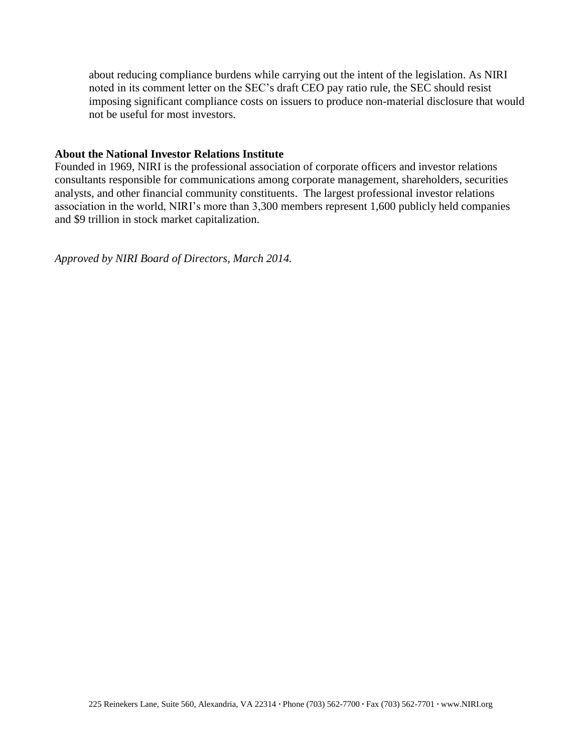about reducing compliance burdens while carrying out the intent of the legislation. As NIRI noted in its comment letter on the SEC's draft CEO pay ratio rule, the SEC should resist imposing significant compliance costs on issuers to produce non-material disclosure that would not be useful for most investors.

**About the National Investor Relations Institute**

Founded in 1969, NIRI is the professional association of corporate officers and investor relations consultants responsible for communications among corporate management, shareholders, securities analysts, and other financial community constituents. The largest professional investor relations association in the world, NIRI's more than 3,300 members represent 1,600 publicly held companies and $9 trillion in stock market capitalization.

*Approved by NIRI Board of Directors, March 2014.*

225 Reinekers Lane, Suite 560, Alexandria, VA 22314 · Phone (703) 562-7700 · Fax (703) 562-7701 · www.NIRI.org